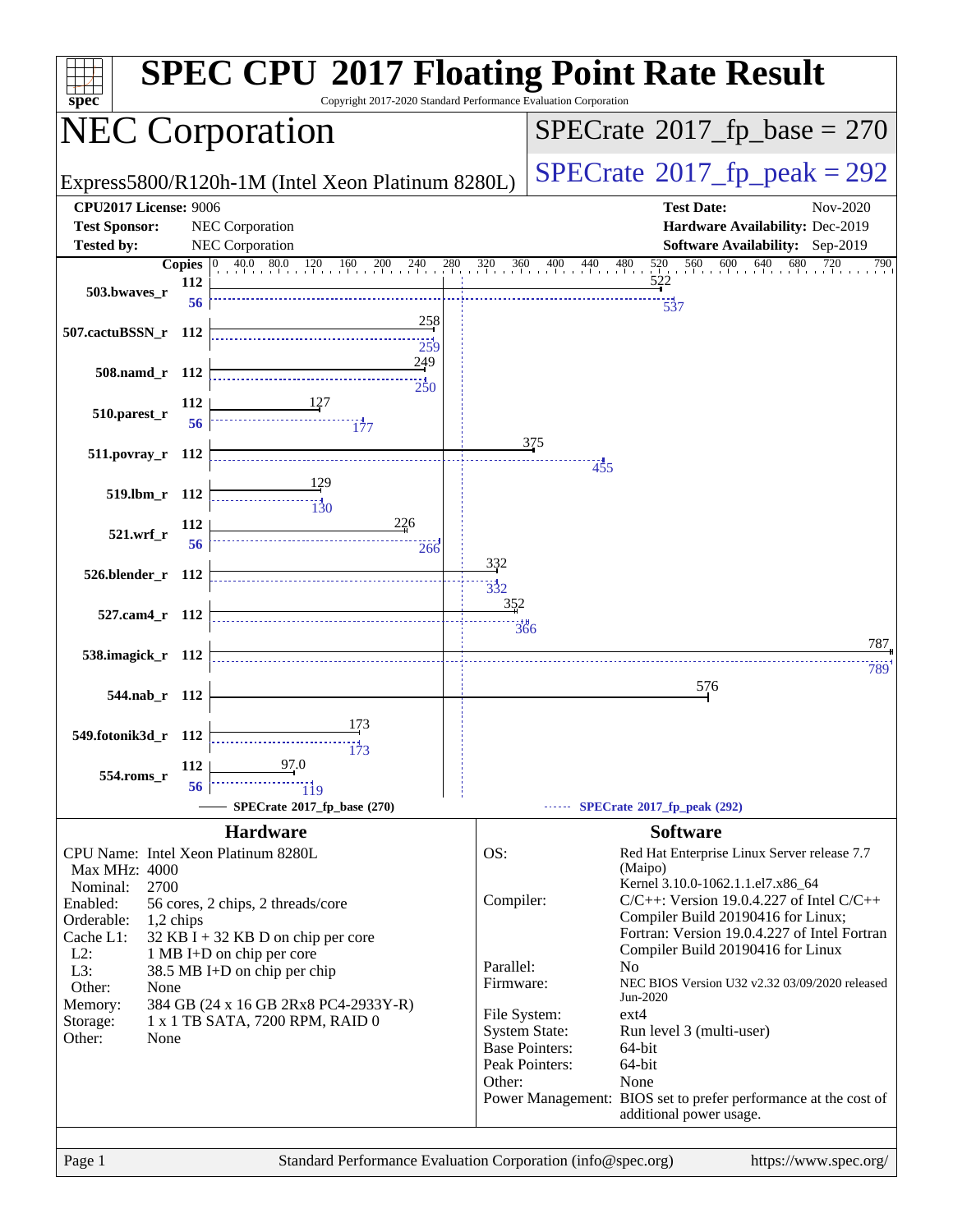# SPEC CPU 2017 Floating Point Rate Result

Copyright 2017-2020 Standard Performance Evaluation Corporation

## NEC Corporation

Express5800/R120h-1M (Intel Xeon Platinum 8280L)

SPECrate 2017_fp_base = 270

SPECrate 2017_fp_peak = 292

**CPU2017 License:** 9006
**Test Sponsor:** NEC Corporation
**Tested by:** NEC Corporation

**Test Date:** Nov-2020
**Hardware Availability:** Dec-2019
**Software Availability:** Sep-2019

| Benchmark | Copies (base) | Base | Copies (peak) | Peak |
|---|---|---|---|---|
| 503.bwaves_r | 112 | 522 | 56 | 537 |
| 507.cactuBSSN_r | 112 | 258 | 112 | 259 |
| 508.namd_r | 112 | 249 | 112 | 250 |
| 510.parest_r | 112 | 127 | 56 | 177 |
| 511.povray_r | 112 | 375 | 112 | 455 |
| 519.lbm_r | 112 | 129 | 112 | 130 |
| 521.wrf_r | 112 | 226 | 56 | 266 |
| 526.blender_r | 112 | 332 | 112 | 332 |
| 527.cam4_r | 112 | 352 | 112 | 366 |
| 538.imagick_r | 112 | 787 | 112 | 789 |
| 544.nab_r | 112 | 576 | 112 | 576 |
| 549.fotonik3d_r | 112 | 173 | 112 | 173 |
| 554.roms_r | 112 | 97.0 | 56 | 119 |

SPECrate 2017_fp_base (270) — SPECrate 2017_fp_peak (292)

### Hardware

| | |
|---|---|
| CPU Name: | Intel Xeon Platinum 8280L |
| Max MHz: | 4000 |
| Nominal: | 2700 |
| Enabled: | 56 cores, 2 chips, 2 threads/core |
| Orderable: | 1,2 chips |
| Cache L1: | 32 KB I + 32 KB D on chip per core |
| L2: | 1 MB I+D on chip per core |
| L3: | 38.5 MB I+D on chip per chip |
| Other: | None |
| Memory: | 384 GB (24 x 16 GB 2Rx8 PC4-2933Y-R) |
| Storage: | 1 x 1 TB SATA, 7200 RPM, RAID 0 |
| Other: | None |

### Software

| | |
|---|---|
| OS: | Red Hat Enterprise Linux Server release 7.7 (Maipo) Kernel 3.10.0-1062.1.1.el7.x86_64 |
| Compiler: | C/C++: Version 19.0.4.227 of Intel C/C++ Compiler Build 20190416 for Linux; Fortran: Version 19.0.4.227 of Intel Fortran Compiler Build 20190416 for Linux |
| Parallel: | No |
| Firmware: | NEC BIOS Version U32 v2.32 03/09/2020 released Jun-2020 |
| File System: | ext4 |
| System State: | Run level 3 (multi-user) |
| Base Pointers: | 64-bit |
| Peak Pointers: | 64-bit |
| Other: | None |
| Power Management: | BIOS set to prefer performance at the cost of additional power usage. |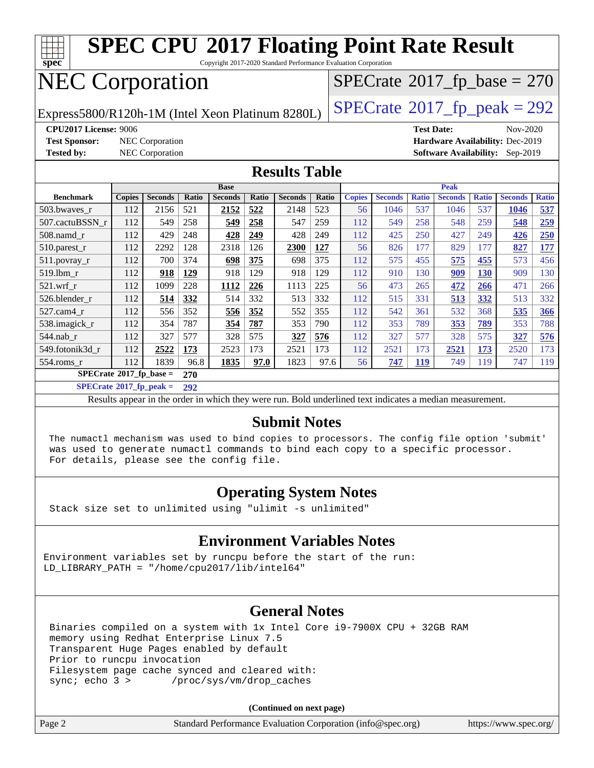# SPEC CPU 2017 Floating Point Rate Result

Copyright 2017-2020 Standard Performance Evaluation Corporation

# NEC Corporation

Express5800/R120h-1M (Intel Xeon Platinum 8280L)

SPECrate 2017_fp_base = 270

SPECrate 2017_fp_peak = 292

**CPU2017 License:** 9006
**Test Sponsor:** NEC Corporation
**Tested by:** NEC Corporation

**Test Date:** Nov-2020
**Hardware Availability:** Dec-2019
**Software Availability:** Sep-2019

## Results Table

| Benchmark | Base | | | | | | | Peak | | | | | | |
|---|---|---|---|---|---|---|---|---|---|---|---|---|---|---|
| | Copies | Seconds | Ratio | Seconds | Ratio | Seconds | Ratio | Copies | Seconds | Ratio | Seconds | Ratio | Seconds | Ratio |
| 503.bwaves_r | 112 | 2156 | 521 | **2152** | **522** | 2148 | 523 | 56 | 1046 | 537 | 1046 | 537 | **1046** | **537** |
| 507.cactuBSSN_r | 112 | 549 | 258 | **549** | **258** | 547 | 259 | 112 | 549 | 258 | 548 | 259 | **548** | **259** |
| 508.namd_r | 112 | 429 | 248 | **428** | **249** | 428 | 249 | 112 | 425 | 250 | 427 | 249 | **426** | **250** |
| 510.parest_r | 112 | 2292 | 128 | 2318 | 126 | **2300** | **127** | 56 | 826 | 177 | 829 | 177 | **827** | **177** |
| 511.povray_r | 112 | 700 | 374 | **698** | **375** | 698 | 375 | 112 | 575 | 455 | **575** | **455** | 573 | 456 |
| 519.lbm_r | 112 | **918** | **129** | 918 | 129 | 918 | 129 | 112 | 910 | 130 | **909** | **130** | 909 | 130 |
| 521.wrf_r | 112 | 1099 | 228 | **1112** | **226** | 1113 | 225 | 56 | 473 | 265 | **472** | **266** | 471 | 266 |
| 526.blender_r | 112 | **514** | **332** | 514 | 332 | 513 | 332 | 112 | 515 | 331 | **513** | **332** | 513 | 332 |
| 527.cam4_r | 112 | 556 | 352 | **556** | **352** | 552 | 355 | 112 | 542 | 361 | 532 | 368 | **535** | **366** |
| 538.imagick_r | 112 | 354 | 787 | **354** | **787** | 353 | 790 | 112 | 353 | 789 | **353** | **789** | 353 | 788 |
| 544.nab_r | 112 | 327 | 577 | 328 | 575 | **327** | **576** | 112 | 327 | 577 | 328 | 575 | **327** | **576** |
| 549.fotonik3d_r | 112 | **2522** | **173** | 2523 | 173 | 2521 | 173 | 112 | 2521 | 173 | **2521** | **173** | 2520 | 173 |
| 554.roms_r | 112 | 1839 | 96.8 | **1835** | **97.0** | 1823 | 97.6 | 56 | **747** | **119** | 749 | 119 | 747 | 119 |

**SPECrate 2017_fp_base =** 270

**SPECrate 2017_fp_peak =** 292

Results appear in the order in which they were run. Bold underlined text indicates a median measurement.

## Submit Notes

```
The numactl mechanism was used to bind copies to processors. The config file option 'submit'
was used to generate numactl commands to bind each copy to a specific processor.
For details, please see the config file.
```

## Operating System Notes

```
Stack size set to unlimited using "ulimit -s unlimited"
```

## Environment Variables Notes

```
Environment variables set by runcpu before the start of the run:
LD_LIBRARY_PATH = "/home/cpu2017/lib/intel64"
```

## General Notes

```
Binaries compiled on a system with 1x Intel Core i9-7900X CPU + 32GB RAM
memory using Redhat Enterprise Linux 7.5
Transparent Huge Pages enabled by default
Prior to runcpu invocation
Filesystem page cache synced and cleared with:
sync; echo 3 >       /proc/sys/vm/drop_caches
```

**(Continued on next page)**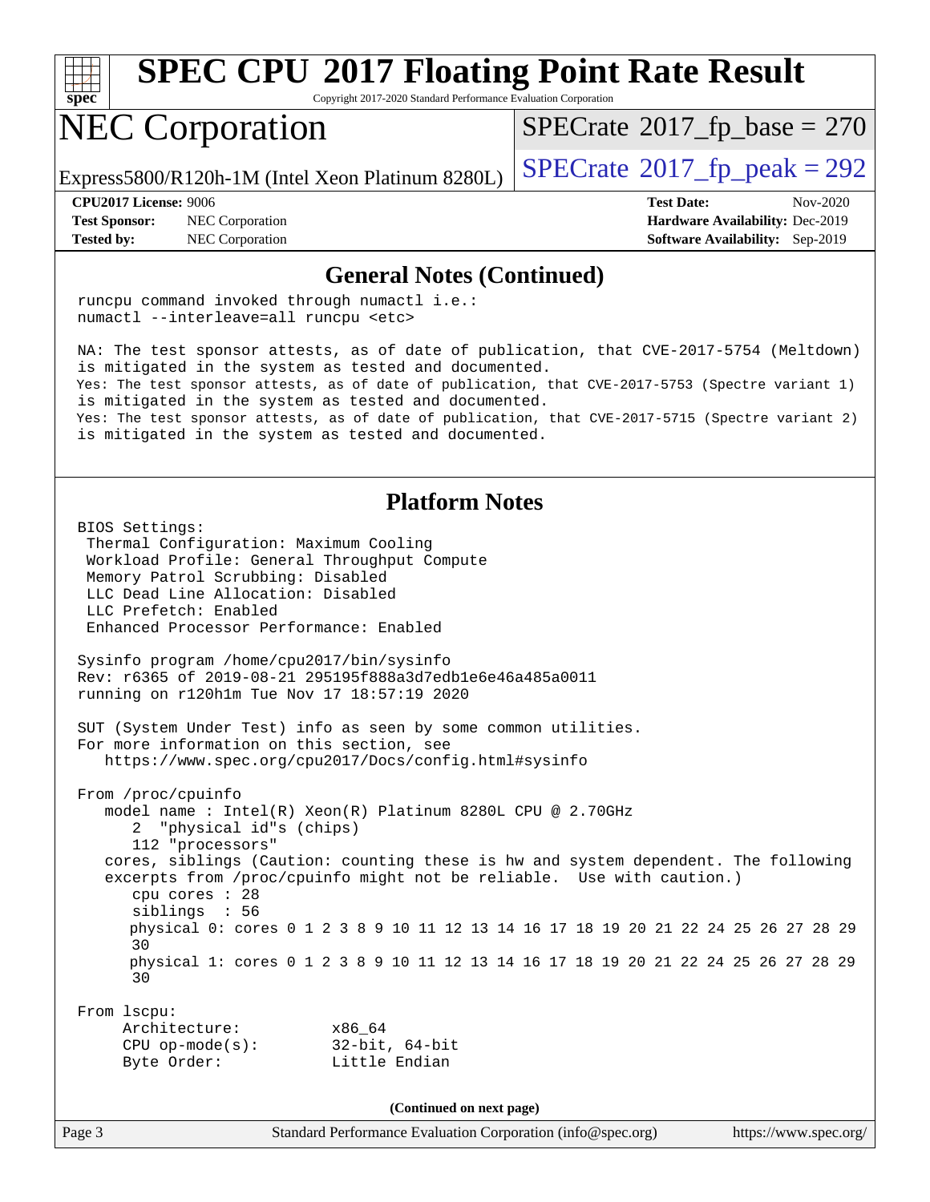## General Notes (Continued)

```
runcpu command invoked through numactl i.e.:
numactl --interleave=all runcpu <etc>

NA: The test sponsor attests, as of date of publication, that CVE-2017-5754 (Meltdown)
is mitigated in the system as tested and documented.
Yes: The test sponsor attests, as of date of publication, that CVE-2017-5753 (Spectre variant 1)
is mitigated in the system as tested and documented.
Yes: The test sponsor attests, as of date of publication, that CVE-2017-5715 (Spectre variant 2)
is mitigated in the system as tested and documented.
```

## Platform Notes

```
BIOS Settings:
 Thermal Configuration: Maximum Cooling
 Workload Profile: General Throughput Compute
 Memory Patrol Scrubbing: Disabled
 LLC Dead Line Allocation: Disabled
 LLC Prefetch: Enabled
 Enhanced Processor Performance: Enabled

Sysinfo program /home/cpu2017/bin/sysinfo
Rev: r6365 of 2019-08-21 295195f888a3d7edb1e6e46a485a0011
running on r120h1m Tue Nov 17 18:57:19 2020

SUT (System Under Test) info as seen by some common utilities.
For more information on this section, see
   https://www.spec.org/cpu2017/Docs/config.html#sysinfo

From /proc/cpuinfo
   model name : Intel(R) Xeon(R) Platinum 8280L CPU @ 2.70GHz
      2  "physical id"s (chips)
      112 "processors"
   cores, siblings (Caution: counting these is hw and system dependent. The following
   excerpts from /proc/cpuinfo might not be reliable.  Use with caution.)
      cpu cores : 28
      siblings  : 56
      physical 0: cores 0 1 2 3 8 9 10 11 12 13 14 16 17 18 19 20 21 22 24 25 26 27 28 29
      30
      physical 1: cores 0 1 2 3 8 9 10 11 12 13 14 16 17 18 19 20 21 22 24 25 26 27 28 29
      30

From lscpu:
     Architecture:          x86_64
     CPU op-mode(s):        32-bit, 64-bit
     Byte Order:            Little Endian
```

(Continued on next page)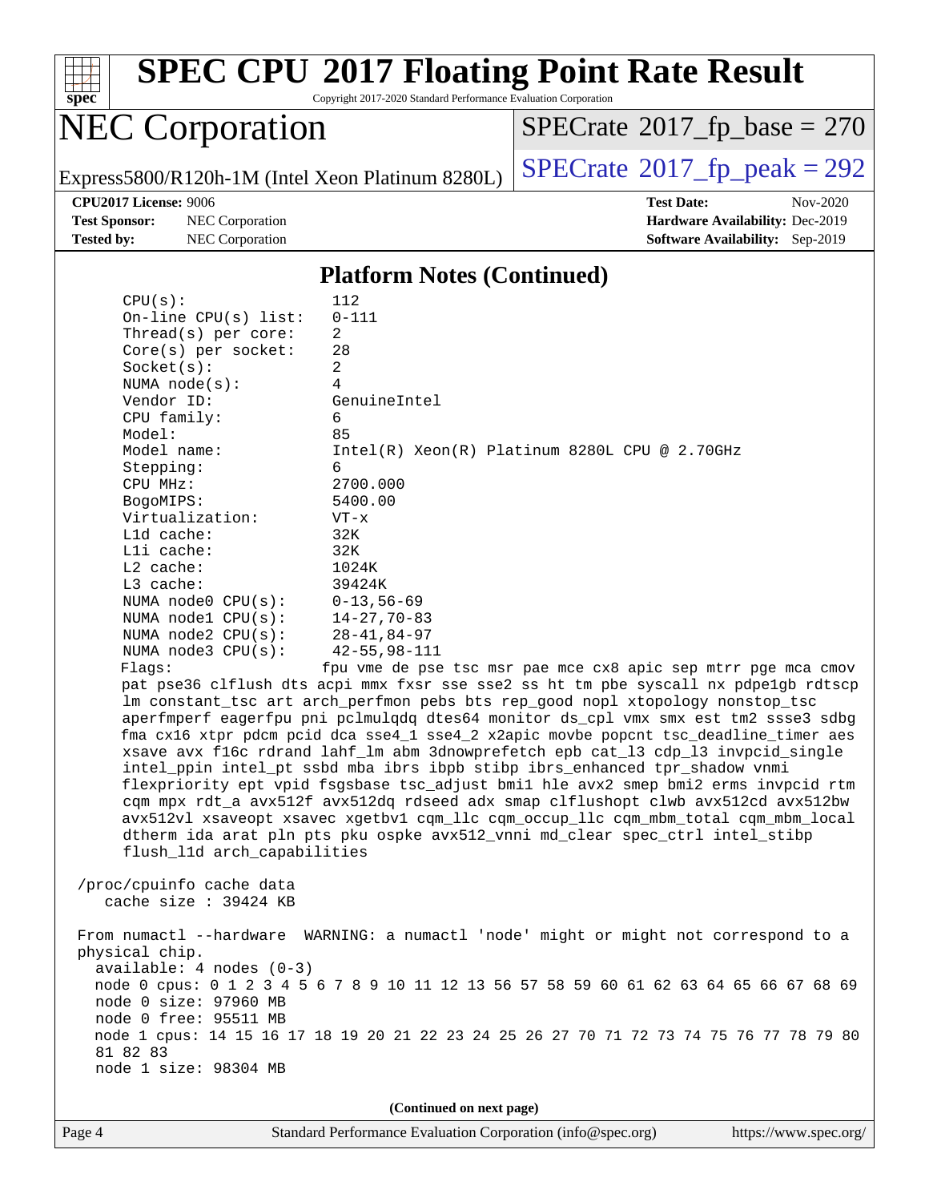## Platform Notes (Continued)

```
      CPU(s):                112
      On-line CPU(s) list:   0-111
      Thread(s) per core:    2
      Core(s) per socket:    28
      Socket(s):             2
      NUMA node(s):          4
      Vendor ID:             GenuineIntel
      CPU family:            6
      Model:                 85
      Model name:            Intel(R) Xeon(R) Platinum 8280L CPU @ 2.70GHz
      Stepping:              6
      CPU MHz:               2700.000
      BogoMIPS:              5400.00
      Virtualization:        VT-x
      L1d cache:             32K
      L1i cache:             32K
      L2 cache:              1024K
      L3 cache:              39424K
      NUMA node0 CPU(s):     0-13,56-69
      NUMA node1 CPU(s):     14-27,70-83
      NUMA node2 CPU(s):     28-41,84-97
      NUMA node3 CPU(s):     42-55,98-111
      Flags:                 fpu vme de pse tsc msr pae mce cx8 apic sep mtrr pge mca cmov
      pat pse36 clflush dts acpi mmx fxsr sse sse2 ss ht tm pbe syscall nx pdpe1gb rdtscp
      lm constant_tsc art arch_perfmon pebs bts rep_good nopl xtopology nonstop_tsc
      aperfmperf eagerfpu pni pclmulqdq dtes64 monitor ds_cpl vmx smx est tm2 ssse3 sdbg
      fma cx16 xtpr pdcm pcid dca sse4_1 sse4_2 x2apic movbe popcnt tsc_deadline_timer aes
      xsave avx f16c rdrand lahf_lm abm 3dnowprefetch epb cat_l3 cdp_l3 invpcid_single
      intel_ppin intel_pt ssbd mba ibrs ibpb stibp ibrs_enhanced tpr_shadow vnmi
      flexpriority ept vpid fsgsbase tsc_adjust bmi1 hle avx2 smep bmi2 erms invpcid rtm
      cqm mpx rdt_a avx512f avx512dq rdseed adx smap clflushopt clwb avx512cd avx512bw
      avx512vl xsaveopt xsavec xgetbv1 cqm_llc cqm_occup_llc cqm_mbm_total cqm_mbm_local
      dtherm ida arat pln pts pku ospke avx512_vnni md_clear spec_ctrl intel_stibp
      flush_l1d arch_capabilities

 /proc/cpuinfo cache data
    cache size : 39424 KB

 From numactl --hardware  WARNING: a numactl 'node' might or might not correspond to a
 physical chip.
   available: 4 nodes (0-3)
   node 0 cpus: 0 1 2 3 4 5 6 7 8 9 10 11 12 13 56 57 58 59 60 61 62 63 64 65 66 67 68 69
   node 0 size: 97960 MB
   node 0 free: 95511 MB
   node 1 cpus: 14 15 16 17 18 19 20 21 22 23 24 25 26 27 70 71 72 73 74 75 76 77 78 79 80
   81 82 83
   node 1 size: 98304 MB
```

(Continued on next page)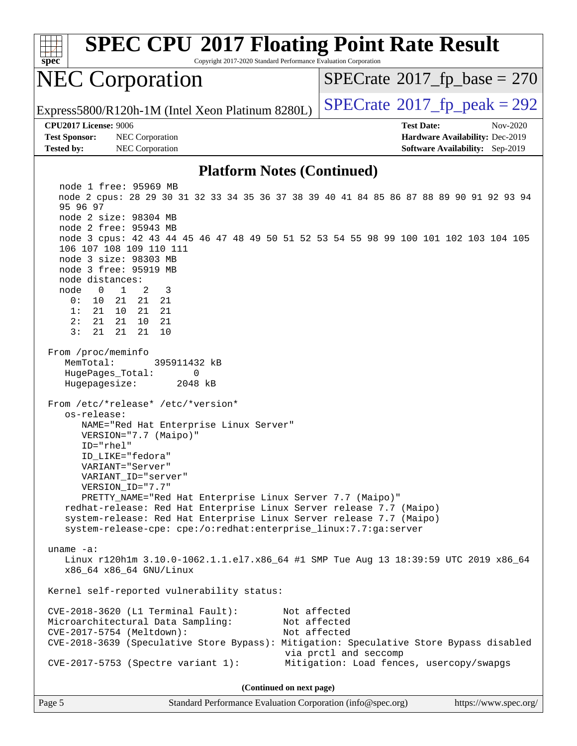# Platform Notes (Continued)

```
    node 1 free: 95969 MB
    node 2 cpus: 28 29 30 31 32 33 34 35 36 37 38 39 40 41 84 85 86 87 88 89 90 91 92 93 94
    95 96 97
    node 2 size: 98304 MB
    node 2 free: 95943 MB
    node 3 cpus: 42 43 44 45 46 47 48 49 50 51 52 53 54 55 98 99 100 101 102 103 104 105
    106 107 108 109 110 111
    node 3 size: 98303 MB
    node 3 free: 95919 MB
    node distances:
    node   0   1   2   3
      0:  10  21  21  21
      1:  21  10  21  21
      2:  21  21  10  21
      3:  21  21  21  10

 From /proc/meminfo
    MemTotal:       395911432 kB
    HugePages_Total:       0
    Hugepagesize:       2048 kB

 From /etc/*release* /etc/*version*
    os-release:
       NAME="Red Hat Enterprise Linux Server"
       VERSION="7.7 (Maipo)"
       ID="rhel"
       ID_LIKE="fedora"
       VARIANT="Server"
       VARIANT_ID="server"
       VERSION_ID="7.7"
       PRETTY_NAME="Red Hat Enterprise Linux Server 7.7 (Maipo)"
    redhat-release: Red Hat Enterprise Linux Server release 7.7 (Maipo)
    system-release: Red Hat Enterprise Linux Server release 7.7 (Maipo)
    system-release-cpe: cpe:/o:redhat:enterprise_linux:7.7:ga:server

 uname -a:
    Linux r120h1m 3.10.0-1062.1.1.el7.x86_64 #1 SMP Tue Aug 13 18:39:59 UTC 2019 x86_64
    x86_64 x86_64 GNU/Linux

 Kernel self-reported vulnerability status:

 CVE-2018-3620 (L1 Terminal Fault):         Not affected
 Microarchitectural Data Sampling:          Not affected
 CVE-2017-5754 (Meltdown):                  Not affected
 CVE-2018-3639 (Speculative Store Bypass): Mitigation: Speculative Store Bypass disabled
                                            via prctl and seccomp
 CVE-2017-5753 (Spectre variant 1):         Mitigation: Load fences, usercopy/swapgs
```

(Continued on next page)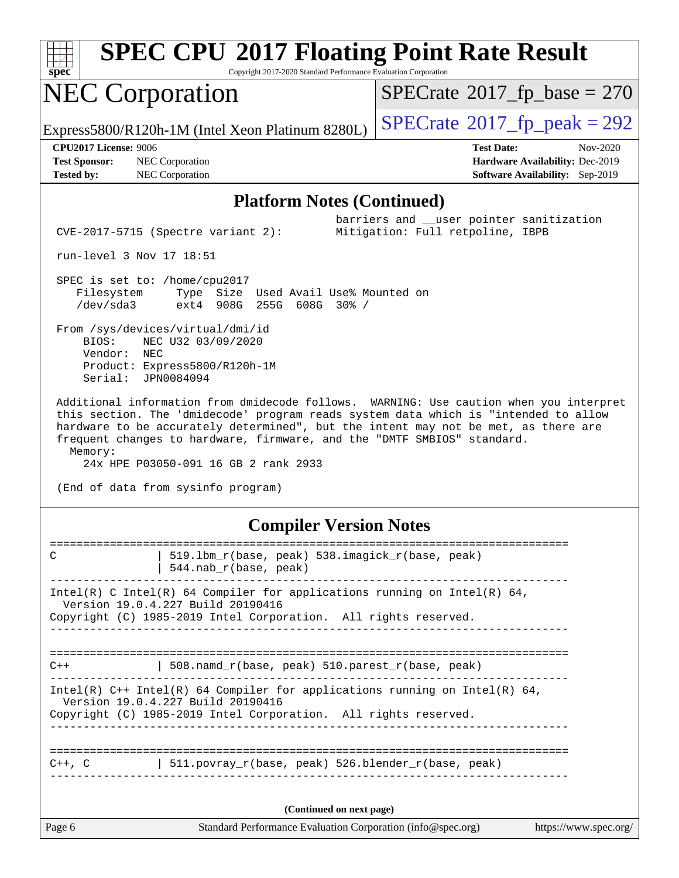# SPEC CPU 2017 Floating Point Rate Result

Copyright 2017-2020 Standard Performance Evaluation Corporation

## NEC Corporation

Express5800/R120h-1M (Intel Xeon Platinum 8280L)

SPECrate 2017_fp_base = 270

SPECrate 2017_fp_peak = 292

**CPU2017 License:** 9006
**Test Sponsor:** NEC Corporation
**Tested by:** NEC Corporation

**Test Date:** Nov-2020
**Hardware Availability:** Dec-2019
**Software Availability:** Sep-2019

### Platform Notes (Continued)

```
                                              barriers and __user pointer sanitization
 CVE-2017-5715 (Spectre variant 2):           Mitigation: Full retpoline, IBPB

 run-level 3 Nov 17 18:51

 SPEC is set to: /home/cpu2017
    Filesystem     Type  Size  Used Avail Use% Mounted on
    /dev/sda3      ext4  908G  255G  608G  30% /

 From /sys/devices/virtual/dmi/id
     BIOS:    NEC U32 03/09/2020
     Vendor:  NEC
     Product: Express5800/R120h-1M
     Serial:  JPN0084094

 Additional information from dmidecode follows.  WARNING: Use caution when you interpret
 this section. The 'dmidecode' program reads system data which is "intended to allow
 hardware to be accurately determined", but the intent may not be met, as there are
 frequent changes to hardware, firmware, and the "DMTF SMBIOS" standard.
   Memory:
     24x HPE P03050-091 16 GB 2 rank 2933

 (End of data from sysinfo program)
```

### Compiler Version Notes

```
==============================================================================
C               | 519.lbm_r(base, peak) 538.imagick_r(base, peak)
                | 544.nab_r(base, peak)
------------------------------------------------------------------------------
Intel(R) C Intel(R) 64 Compiler for applications running on Intel(R) 64,
  Version 19.0.4.227 Build 20190416
Copyright (C) 1985-2019 Intel Corporation.  All rights reserved.
------------------------------------------------------------------------------

==============================================================================
C++             | 508.namd_r(base, peak) 510.parest_r(base, peak)
------------------------------------------------------------------------------
Intel(R) C++ Intel(R) 64 Compiler for applications running on Intel(R) 64,
  Version 19.0.4.227 Build 20190416
Copyright (C) 1985-2019 Intel Corporation.  All rights reserved.
------------------------------------------------------------------------------

==============================================================================
C++, C          | 511.povray_r(base, peak) 526.blender_r(base, peak)
------------------------------------------------------------------------------
```

(Continued on next page)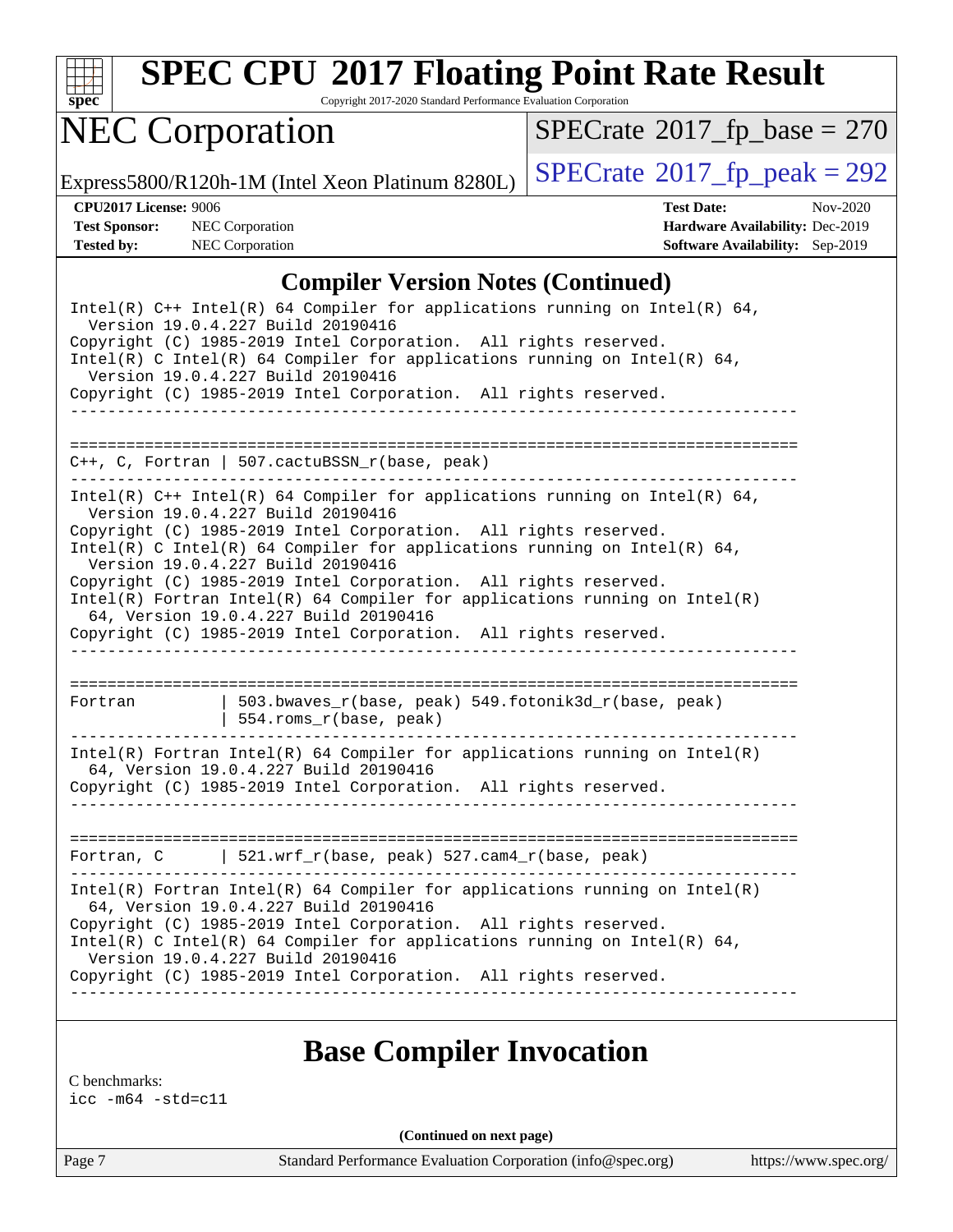# SPEC CPU 2017 Floating Point Rate Result

Copyright 2017-2020 Standard Performance Evaluation Corporation

# NEC Corporation

Express5800/R120h-1M (Intel Xeon Platinum 8280L)

SPECrate 2017_fp_base = 270

SPECrate 2017_fp_peak = 292

**CPU2017 License:** 9006
**Test Sponsor:** NEC Corporation
**Tested by:** NEC Corporation

**Test Date:** Nov-2020
**Hardware Availability:** Dec-2019
**Software Availability:** Sep-2019

## Compiler Version Notes (Continued)

```
Intel(R) C++ Intel(R) 64 Compiler for applications running on Intel(R) 64,
  Version 19.0.4.227 Build 20190416
Copyright (C) 1985-2019 Intel Corporation.  All rights reserved.
Intel(R) C Intel(R) 64 Compiler for applications running on Intel(R) 64,
  Version 19.0.4.227 Build 20190416
Copyright (C) 1985-2019 Intel Corporation.  All rights reserved.
------------------------------------------------------------------------------

==============================================================================
C++, C, Fortran | 507.cactuBSSN_r(base, peak)
------------------------------------------------------------------------------
Intel(R) C++ Intel(R) 64 Compiler for applications running on Intel(R) 64,
  Version 19.0.4.227 Build 20190416
Copyright (C) 1985-2019 Intel Corporation.  All rights reserved.
Intel(R) C Intel(R) 64 Compiler for applications running on Intel(R) 64,
  Version 19.0.4.227 Build 20190416
Copyright (C) 1985-2019 Intel Corporation.  All rights reserved.
Intel(R) Fortran Intel(R) 64 Compiler for applications running on Intel(R)
  64, Version 19.0.4.227 Build 20190416
Copyright (C) 1985-2019 Intel Corporation.  All rights reserved.
------------------------------------------------------------------------------

==============================================================================
Fortran         | 503.bwaves_r(base, peak) 549.fotonik3d_r(base, peak)
                | 554.roms_r(base, peak)
------------------------------------------------------------------------------
Intel(R) Fortran Intel(R) 64 Compiler for applications running on Intel(R)
  64, Version 19.0.4.227 Build 20190416
Copyright (C) 1985-2019 Intel Corporation.  All rights reserved.
------------------------------------------------------------------------------

==============================================================================
Fortran, C      | 521.wrf_r(base, peak) 527.cam4_r(base, peak)
------------------------------------------------------------------------------
Intel(R) Fortran Intel(R) 64 Compiler for applications running on Intel(R)
  64, Version 19.0.4.227 Build 20190416
Copyright (C) 1985-2019 Intel Corporation.  All rights reserved.
Intel(R) C Intel(R) 64 Compiler for applications running on Intel(R) 64,
  Version 19.0.4.227 Build 20190416
Copyright (C) 1985-2019 Intel Corporation.  All rights reserved.
------------------------------------------------------------------------------
```

## Base Compiler Invocation

C benchmarks:
icc -m64 -std=c11

**(Continued on next page)**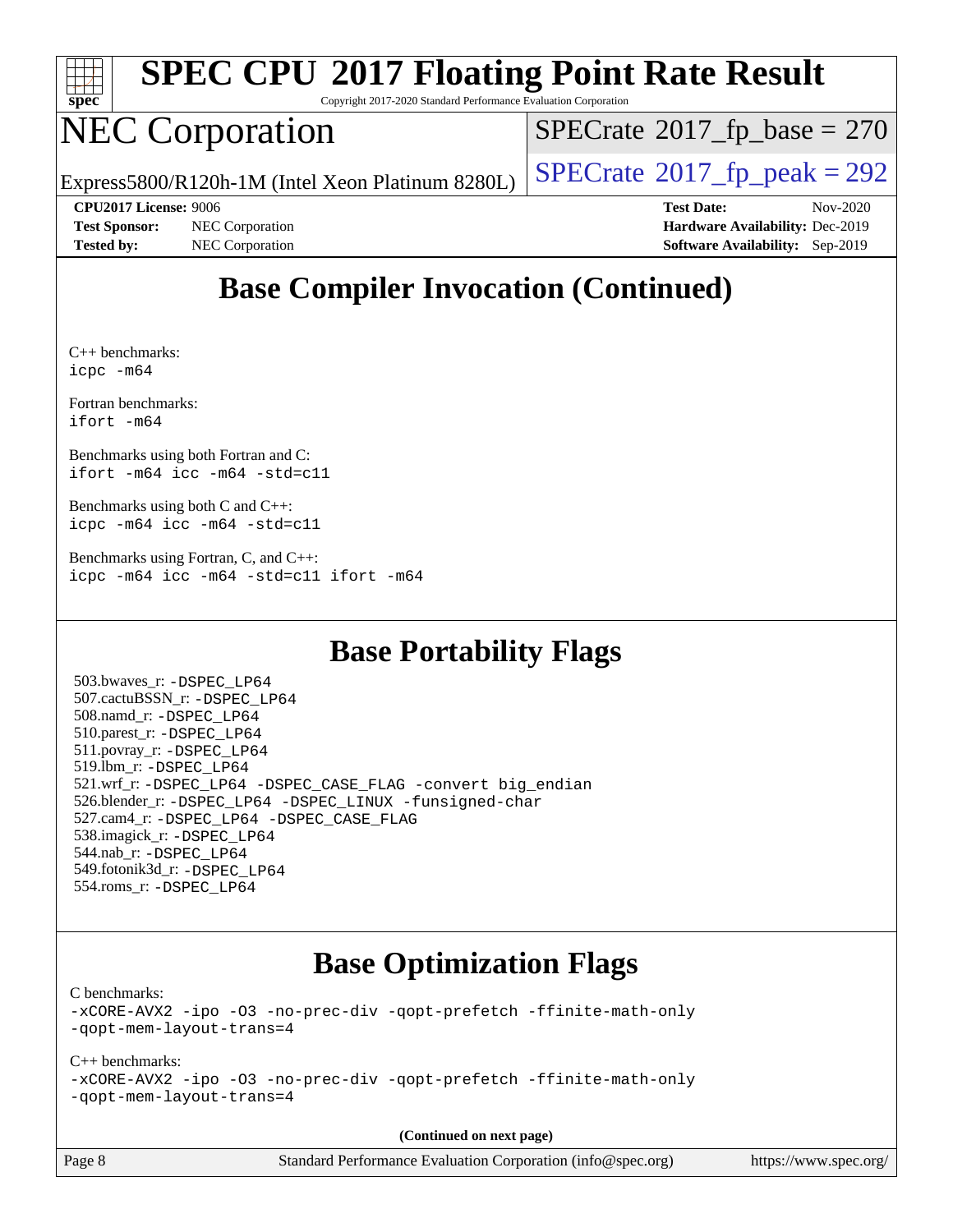## Base Compiler Invocation (Continued)

C++ benchmarks:
```
icpc -m64
```

Fortran benchmarks:
```
ifort -m64
```

Benchmarks using both Fortran and C:
```
ifort -m64 icc -m64 -std=c11
```

Benchmarks using both C and C++:
```
icpc -m64 icc -m64 -std=c11
```

Benchmarks using Fortran, C, and C++:
```
icpc -m64 icc -m64 -std=c11 ifort -m64
```

## Base Portability Flags

503.bwaves_r: -DSPEC_LP64
507.cactuBSSN_r: -DSPEC_LP64
508.namd_r: -DSPEC_LP64
510.parest_r: -DSPEC_LP64
511.povray_r: -DSPEC_LP64
519.lbm_r: -DSPEC_LP64
521.wrf_r: -DSPEC_LP64 -DSPEC_CASE_FLAG -convert big_endian
526.blender_r: -DSPEC_LP64 -DSPEC_LINUX -funsigned-char
527.cam4_r: -DSPEC_LP64 -DSPEC_CASE_FLAG
538.imagick_r: -DSPEC_LP64
544.nab_r: -DSPEC_LP64
549.fotonik3d_r: -DSPEC_LP64
554.roms_r: -DSPEC_LP64

## Base Optimization Flags

C benchmarks:
```
-xCORE-AVX2 -ipo -O3 -no-prec-div -qopt-prefetch -ffinite-math-only
-qopt-mem-layout-trans=4
```

C++ benchmarks:
```
-xCORE-AVX2 -ipo -O3 -no-prec-div -qopt-prefetch -ffinite-math-only
-qopt-mem-layout-trans=4
```

**(Continued on next page)**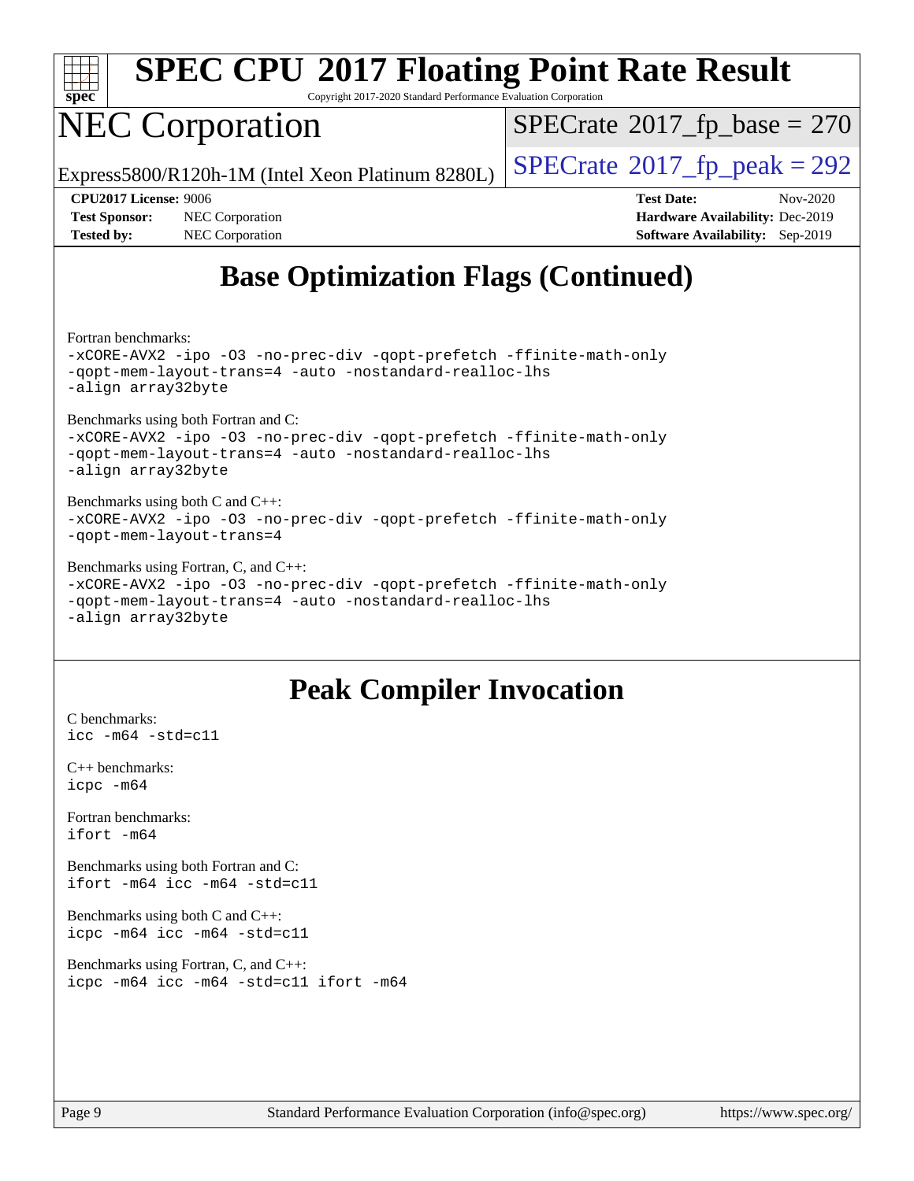## Base Optimization Flags (Continued)

Fortran benchmarks:
```
-xCORE-AVX2 -ipo -O3 -no-prec-div -qopt-prefetch -ffinite-math-only
-qopt-mem-layout-trans=4 -auto -nostandard-realloc-lhs
-align array32byte
```

Benchmarks using both Fortran and C:
```
-xCORE-AVX2 -ipo -O3 -no-prec-div -qopt-prefetch -ffinite-math-only
-qopt-mem-layout-trans=4 -auto -nostandard-realloc-lhs
-align array32byte
```

Benchmarks using both C and C++:
```
-xCORE-AVX2 -ipo -O3 -no-prec-div -qopt-prefetch -ffinite-math-only
-qopt-mem-layout-trans=4
```

Benchmarks using Fortran, C, and C++:
```
-xCORE-AVX2 -ipo -O3 -no-prec-div -qopt-prefetch -ffinite-math-only
-qopt-mem-layout-trans=4 -auto -nostandard-realloc-lhs
-align array32byte
```

## Peak Compiler Invocation

C benchmarks:
```
icc -m64 -std=c11
```

C++ benchmarks:
```
icpc -m64
```

Fortran benchmarks:
```
ifort -m64
```

Benchmarks using both Fortran and C:
```
ifort -m64 icc -m64 -std=c11
```

Benchmarks using both C and C++:
```
icpc -m64 icc -m64 -std=c11
```

Benchmarks using Fortran, C, and C++:
```
icpc -m64 icc -m64 -std=c11 ifort -m64
```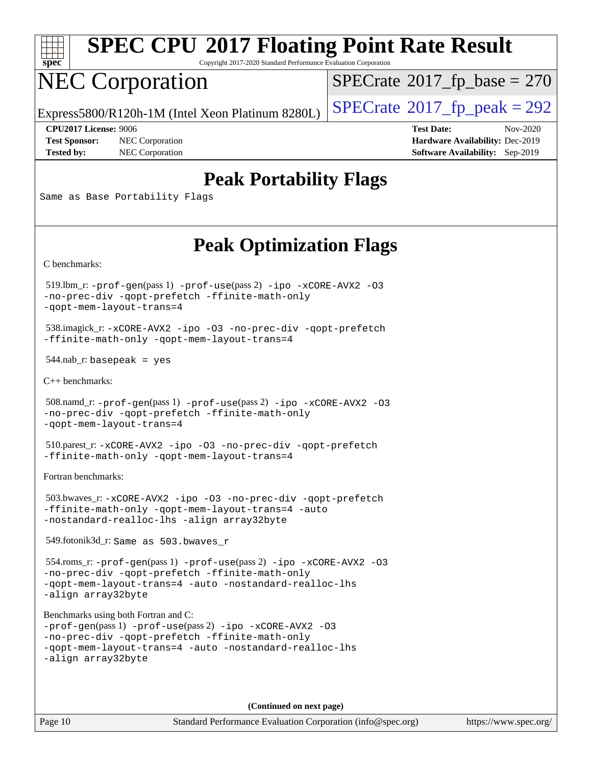# SPEC CPU 2017 Floating Point Rate Result

Copyright 2017-2020 Standard Performance Evaluation Corporation

# NEC Corporation

Express5800/R120h-1M (Intel Xeon Platinum 8280L)

SPECrate 2017_fp_base = 270

SPECrate 2017_fp_peak = 292

**CPU2017 License:** 9006
**Test Sponsor:** NEC Corporation
**Tested by:** NEC Corporation

**Test Date:** Nov-2020
**Hardware Availability:** Dec-2019
**Software Availability:** Sep-2019

## Peak Portability Flags

```
Same as Base Portability Flags
```

## Peak Optimization Flags

C benchmarks:

519.lbm_r: `-prof-gen`(pass 1) `-prof-use`(pass 2) `-ipo -xCORE-AVX2 -O3 -no-prec-div -qopt-prefetch -ffinite-math-only -qopt-mem-layout-trans=4`

538.imagick_r: `-xCORE-AVX2 -ipo -O3 -no-prec-div -qopt-prefetch -ffinite-math-only -qopt-mem-layout-trans=4`

544.nab_r: `basepeak = yes`

C++ benchmarks:

508.namd_r: `-prof-gen`(pass 1) `-prof-use`(pass 2) `-ipo -xCORE-AVX2 -O3 -no-prec-div -qopt-prefetch -ffinite-math-only -qopt-mem-layout-trans=4`

510.parest_r: `-xCORE-AVX2 -ipo -O3 -no-prec-div -qopt-prefetch -ffinite-math-only -qopt-mem-layout-trans=4`

Fortran benchmarks:

503.bwaves_r: `-xCORE-AVX2 -ipo -O3 -no-prec-div -qopt-prefetch -ffinite-math-only -qopt-mem-layout-trans=4 -auto -nostandard-realloc-lhs -align array32byte`

549.fotonik3d_r: `Same as 503.bwaves_r`

554.roms_r: `-prof-gen`(pass 1) `-prof-use`(pass 2) `-ipo -xCORE-AVX2 -O3 -no-prec-div -qopt-prefetch -ffinite-math-only -qopt-mem-layout-trans=4 -auto -nostandard-realloc-lhs -align array32byte`

Benchmarks using both Fortran and C:
`-prof-gen`(pass 1) `-prof-use`(pass 2) `-ipo -xCORE-AVX2 -O3 -no-prec-div -qopt-prefetch -ffinite-math-only -qopt-mem-layout-trans=4 -auto -nostandard-realloc-lhs -align array32byte`

**(Continued on next page)**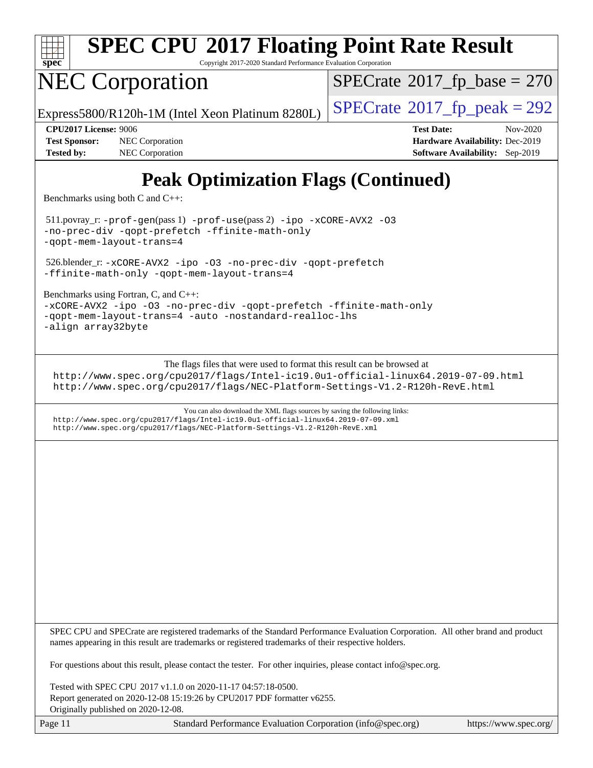# SPEC CPU 2017 Floating Point Rate Result

Copyright 2017-2020 Standard Performance Evaluation Corporation

# NEC Corporation

Express5800/R120h-1M (Intel Xeon Platinum 8280L)

SPECrate 2017_fp_base = 270

SPECrate 2017_fp_peak = 292

**CPU2017 License:** 9006
**Test Sponsor:** NEC Corporation
**Tested by:** NEC Corporation

**Test Date:** Nov-2020
**Hardware Availability:** Dec-2019
**Software Availability:** Sep-2019

## Peak Optimization Flags (Continued)

Benchmarks using both C and C++:

511.povray_r: -prof-gen(pass 1) -prof-use(pass 2) -ipo -xCORE-AVX2 -O3 -no-prec-div -qopt-prefetch -ffinite-math-only -qopt-mem-layout-trans=4

526.blender_r: -xCORE-AVX2 -ipo -O3 -no-prec-div -qopt-prefetch -ffinite-math-only -qopt-mem-layout-trans=4

Benchmarks using Fortran, C, and C++:
-xCORE-AVX2 -ipo -O3 -no-prec-div -qopt-prefetch -ffinite-math-only -qopt-mem-layout-trans=4 -auto -nostandard-realloc-lhs -align array32byte

The flags files that were used to format this result can be browsed at
http://www.spec.org/cpu2017/flags/Intel-ic19.0u1-official-linux64.2019-07-09.html
http://www.spec.org/cpu2017/flags/NEC-Platform-Settings-V1.2-R120h-RevE.html

You can also download the XML flags sources by saving the following links:
http://www.spec.org/cpu2017/flags/Intel-ic19.0u1-official-linux64.2019-07-09.xml
http://www.spec.org/cpu2017/flags/NEC-Platform-Settings-V1.2-R120h-RevE.xml

SPEC CPU and SPECrate are registered trademarks of the Standard Performance Evaluation Corporation. All other brand and product names appearing in this result are trademarks or registered trademarks of their respective holders.

For questions about this result, please contact the tester. For other inquiries, please contact info@spec.org.

Tested with SPEC CPU 2017 v1.1.0 on 2020-11-17 04:57:18-0500.
Report generated on 2020-12-08 15:19:26 by CPU2017 PDF formatter v6255.
Originally published on 2020-12-08.